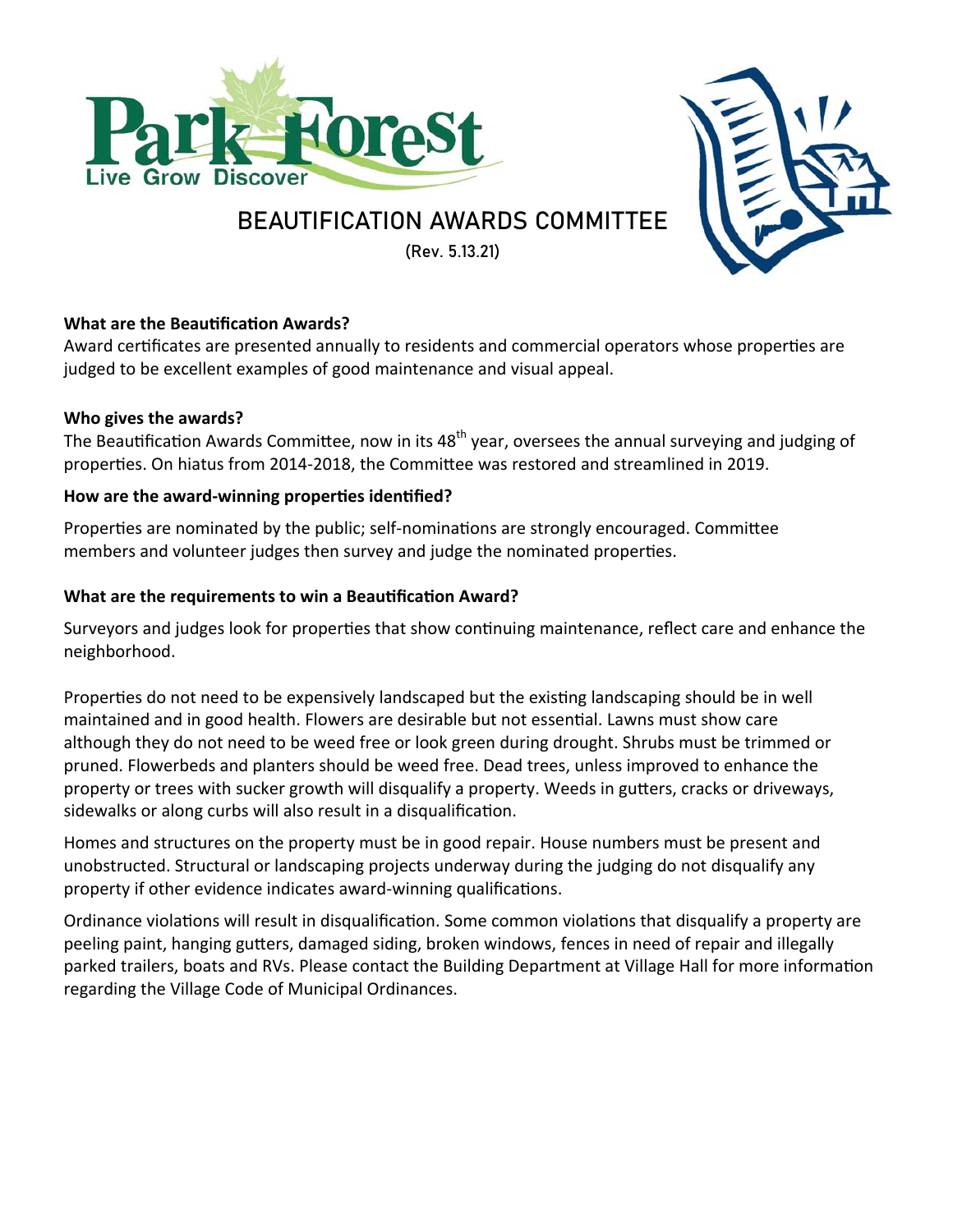Park Forest
Live Grow Discover

# BEAUTIFICATION AWARDS COMMITTEE

(Rev. 5.13.21)

**What are the Beautification Awards?**

Award certificates are presented annually to residents and commercial operators whose properties are judged to be excellent examples of good maintenance and visual appeal.

**Who gives the awards?**

The Beautification Awards Committee, now in its 48th year, oversees the annual surveying and judging of properties. On hiatus from 2014-2018, the Committee was restored and streamlined in 2019.

**How are the award-winning properties identified?**

Properties are nominated by the public; self-nominations are strongly encouraged. Committee members and volunteer judges then survey and judge the nominated properties.

**What are the requirements to win a Beautification Award?**

Surveyors and judges look for properties that show continuing maintenance, reflect care and enhance the neighborhood.

Properties do not need to be expensively landscaped but the existing landscaping should be in well maintained and in good health. Flowers are desirable but not essential. Lawns must show care although they do not need to be weed free or look green during drought. Shrubs must be trimmed or pruned. Flowerbeds and planters should be weed free. Dead trees, unless improved to enhance the property or trees with sucker growth will disqualify a property. Weeds in gutters, cracks or driveways, sidewalks or along curbs will also result in a disqualification.

Homes and structures on the property must be in good repair. House numbers must be present and unobstructed. Structural or landscaping projects underway during the judging do not disqualify any property if other evidence indicates award-winning qualifications.

Ordinance violations will result in disqualification. Some common violations that disqualify a property are peeling paint, hanging gutters, damaged siding, broken windows, fences in need of repair and illegally parked trailers, boats and RVs. Please contact the Building Department at Village Hall for more information regarding the Village Code of Municipal Ordinances.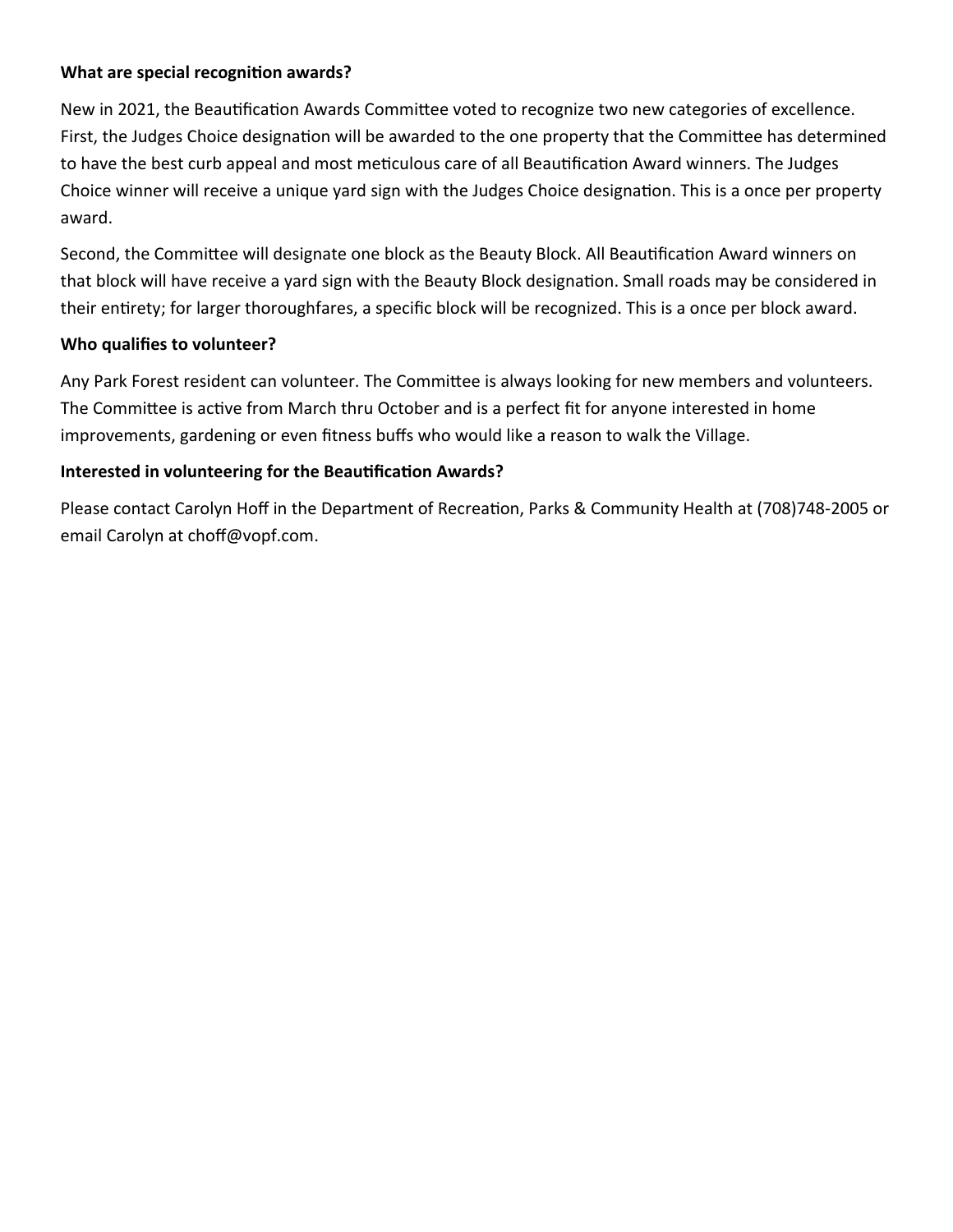**What are special recognition awards?**

New in 2021, the Beautification Awards Committee voted to recognize two new categories of excellence. First, the Judges Choice designation will be awarded to the one property that the Committee has determined to have the best curb appeal and most meticulous care of all Beautification Award winners. The Judges Choice winner will receive a unique yard sign with the Judges Choice designation. This is a once per property award.

Second, the Committee will designate one block as the Beauty Block. All Beautification Award winners on that block will have receive a yard sign with the Beauty Block designation. Small roads may be considered in their entirety; for larger thoroughfares, a specific block will be recognized. This is a once per block award.

**Who qualifies to volunteer?**

Any Park Forest resident can volunteer. The Committee is always looking for new members and volunteers. The Committee is active from March thru October and is a perfect fit for anyone interested in home improvements, gardening or even fitness buffs who would like a reason to walk the Village.

**Interested in volunteering for the Beautification Awards?**

Please contact Carolyn Hoff in the Department of Recreation, Parks & Community Health at (708)748-2005 or email Carolyn at choff@vopf.com.